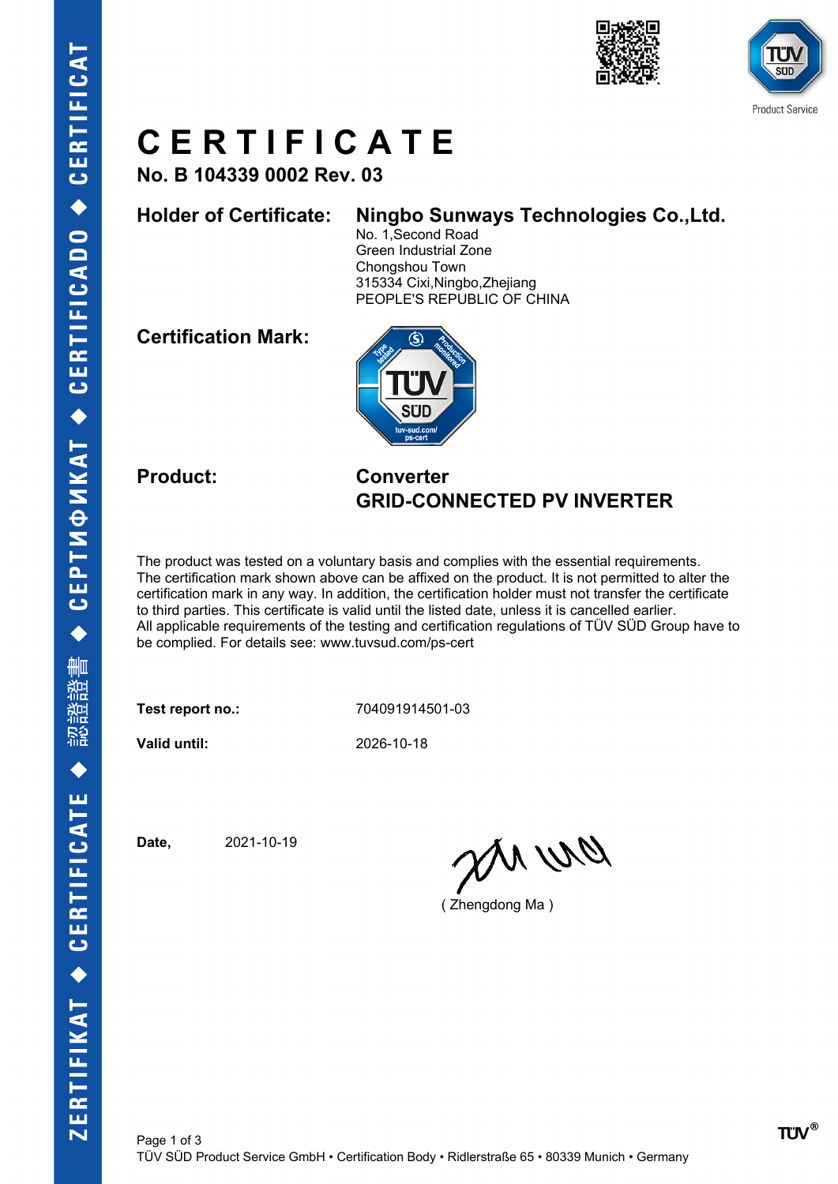# CERTIFICATE

**No. B 104339 0002 Rev. 03**

**Holder of Certificate:** **Ningbo Sunways Technologies Co.,Ltd.**
No. 1,Second Road
Green Industrial Zone
Chongshou Town
315334 Cixi,Ningbo,Zhejiang
PEOPLE'S REPUBLIC OF CHINA

**Certification Mark:**

**Product:** **Converter**
**GRID-CONNECTED PV INVERTER**

The product was tested on a voluntary basis and complies with the essential requirements. The certification mark shown above can be affixed on the product. It is not permitted to alter the certification mark in any way. In addition, the certification holder must not transfer the certificate to third parties. This certificate is valid until the listed date, unless it is cancelled earlier. All applicable requirements of the testing and certification regulations of TÜV SÜD Group have to be complied. For details see: www.tuvsud.com/ps-cert

**Test report no.:** 704091914501-03

**Valid until:** 2026-10-18

**Date,** 2021-10-19

( Zhengdong Ma )

TÜV SÜD Product Service GmbH • Certification Body • Ridlerstraße 65 • 80339 Munich • Germany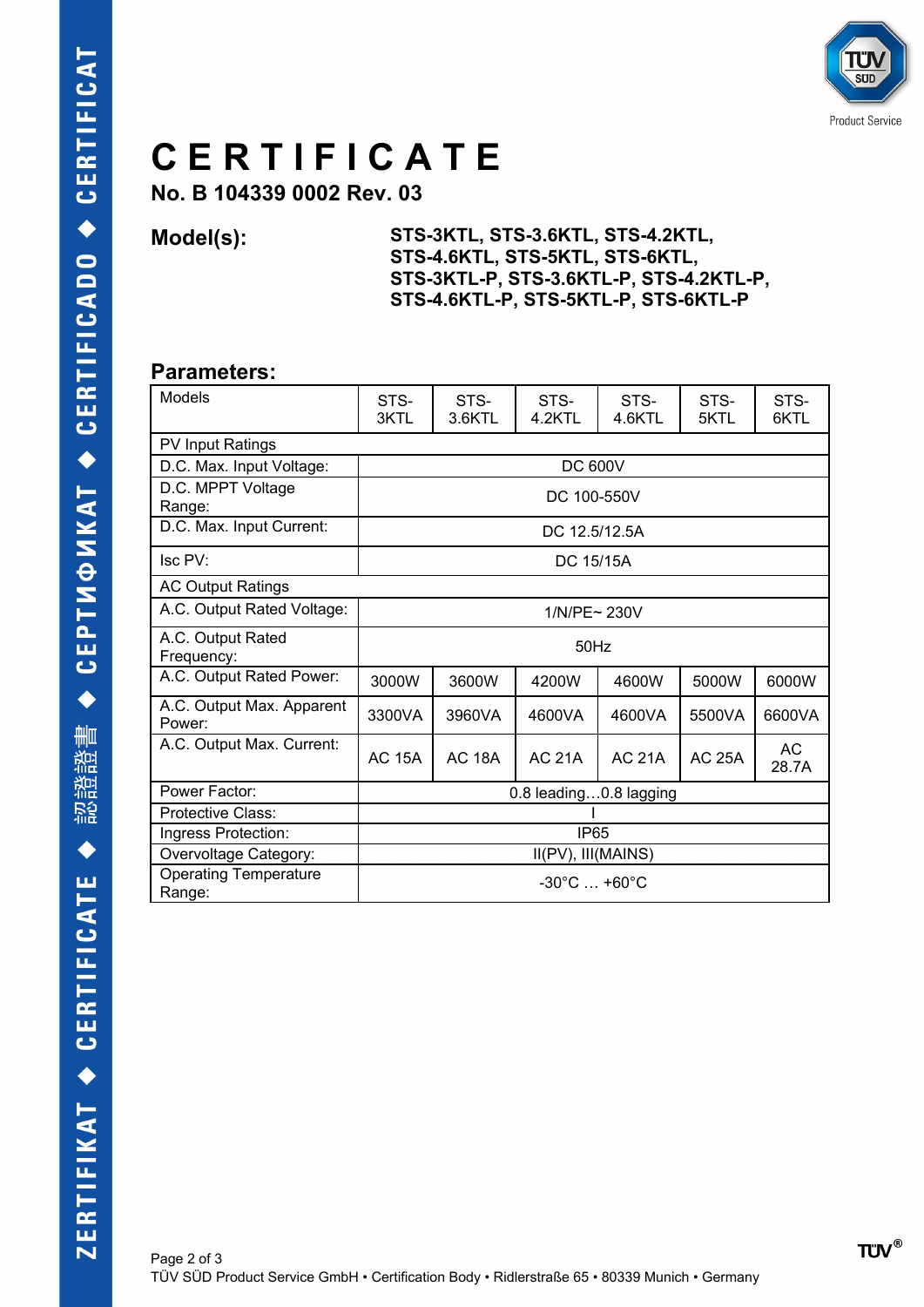# CERTIFICATE

**No. B 104339 0002 Rev. 03**

**Model(s):** **STS-3KTL, STS-3.6KTL, STS-4.2KTL, STS-4.6KTL, STS-5KTL, STS-6KTL, STS-3KTL-P, STS-3.6KTL-P, STS-4.2KTL-P, STS-4.6KTL-P, STS-5KTL-P, STS-6KTL-P**

## Parameters:

| Models | STS-3KTL | STS-3.6KTL | STS-4.2KTL | STS-4.6KTL | STS-5KTL | STS-6KTL |
|---|---|---|---|---|---|---|
| PV Input Ratings | | | | | | |
| D.C. Max. Input Voltage: | DC 600V | | | | | |
| D.C. MPPT Voltage Range: | DC 100-550V | | | | | |
| D.C. Max. Input Current: | DC 12.5/12.5A | | | | | |
| Isc PV: | DC 15/15A | | | | | |
| AC Output Ratings | | | | | | |
| A.C. Output Rated Voltage: | 1/N/PE~ 230V | | | | | |
| A.C. Output Rated Frequency: | 50Hz | | | | | |
| A.C. Output Rated Power: | 3000W | 3600W | 4200W | 4600W | 5000W | 6000W |
| A.C. Output Max. Apparent Power: | 3300VA | 3960VA | 4600VA | 4600VA | 5500VA | 6600VA |
| A.C. Output Max. Current: | AC 15A | AC 18A | AC 21A | AC 21A | AC 25A | AC 28.7A |
| Power Factor: | 0.8 leading…0.8 lagging | | | | | |
| Protective Class: | I | | | | | |
| Ingress Protection: | IP65 | | | | | |
| Overvoltage Category: | II(PV), III(MAINS) | | | | | |
| Operating Temperature Range: | -30°C … +60°C | | | | | |

TÜV SÜD Product Service GmbH • Certification Body • Ridlerstraße 65 • 80339 Munich • Germany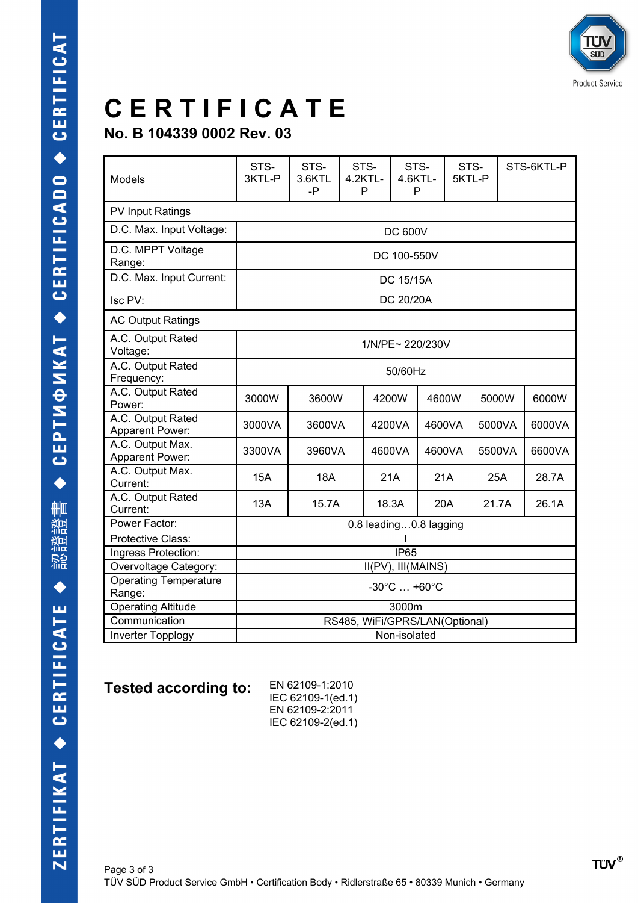# CERTIFICATE

**No. B 104339 0002 Rev. 03**

| Models | STS-3KTL-P | STS-3.6KTL-P | STS-4.2KTL-P | STS-4.6KTL-P | STS-5KTL-P | STS-6KTL-P |
|---|---|---|---|---|---|---|
| PV Input Ratings | | | | | | |
| D.C. Max. Input Voltage: | DC 600V | | | | | |
| D.C. MPPT Voltage Range: | DC 100-550V | | | | | |
| D.C. Max. Input Current: | DC 15/15A | | | | | |
| Isc PV: | DC 20/20A | | | | | |
| AC Output Ratings | | | | | | |
| A.C. Output Rated Voltage: | 1/N/PE~ 220/230V | | | | | |
| A.C. Output Rated Frequency: | 50/60Hz | | | | | |
| A.C. Output Rated Power: | 3000W | 3600W | 4200W | 4600W | 5000W | 6000W |
| A.C. Output Rated Apparent Power: | 3000VA | 3600VA | 4200VA | 4600VA | 5000VA | 6000VA |
| A.C. Output Max. Apparent Power: | 3300VA | 3960VA | 4600VA | 4600VA | 5500VA | 6600VA |
| A.C. Output Max. Current: | 15A | 18A | 21A | 21A | 25A | 28.7A |
| A.C. Output Rated Current: | 13A | 15.7A | 18.3A | 20A | 21.7A | 26.1A |
| Power Factor: | 0.8 leading…0.8 lagging | | | | | |
| Protective Class: | I | | | | | |
| Ingress Protection: | IP65 | | | | | |
| Overvoltage Category: | II(PV), III(MAINS) | | | | | |
| Operating Temperature Range: | -30°C … +60°C | | | | | |
| Operating Altitude | 3000m | | | | | |
| Communication | RS485, WiFi/GPRS/LAN(Optional) | | | | | |
| Inverter Topplogy | Non-isolated | | | | | |

**Tested according to:**

EN 62109-1:2010
IEC 62109-1(ed.1)
EN 62109-2:2011
IEC 62109-2(ed.1)

TÜV SÜD Product Service GmbH • Certification Body • Ridlerstraße 65 • 80339 Munich • Germany